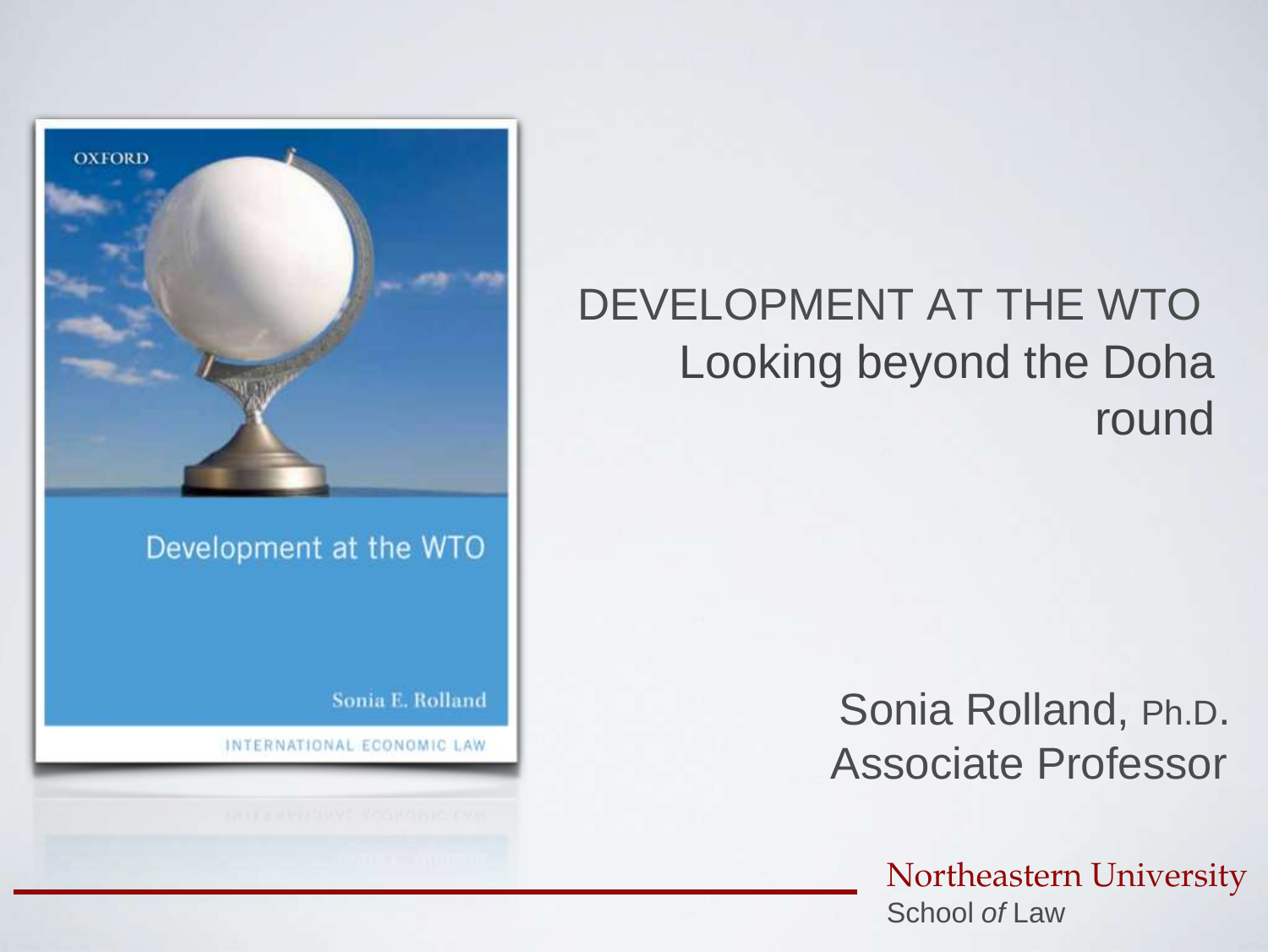# DEVELOPMENT AT THE WTO

## Looking beyond the Doha round

OXFORD

Development at the WTO

Sonia E. Rolland

INTERNATIONAL ECONOMIC LAW

Sonia Rolland, Ph.D.
Associate Professor

Northeastern University
School *of* Law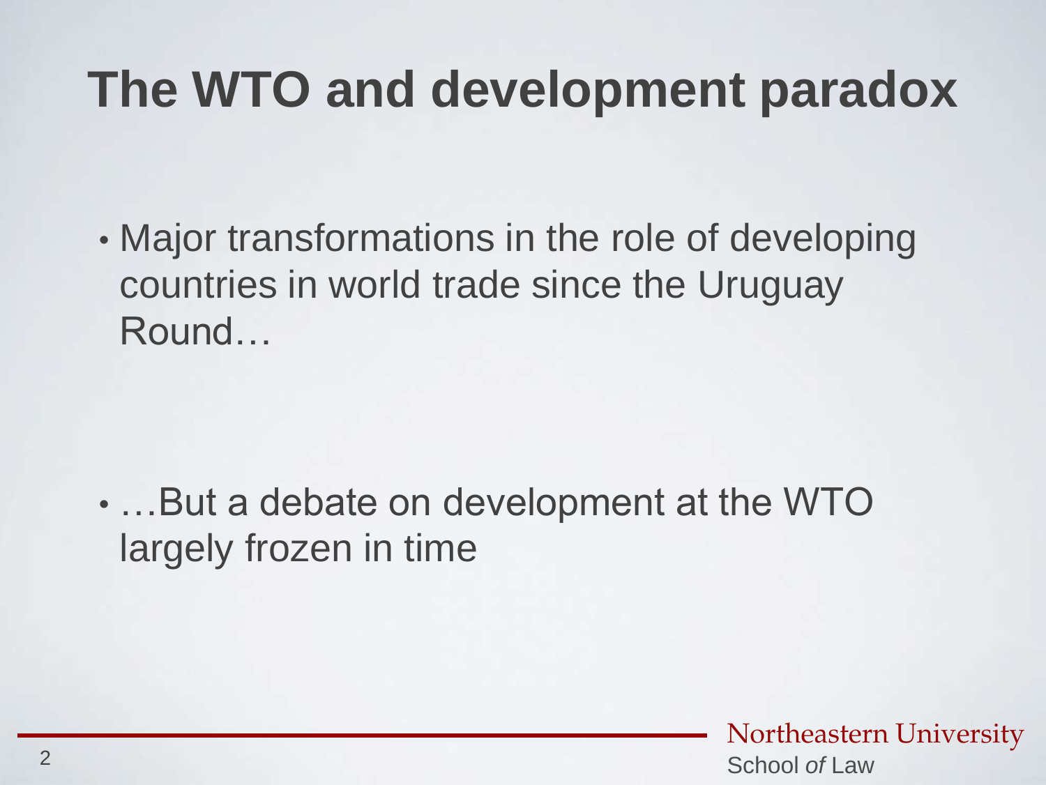# The WTO and development paradox

- Major transformations in the role of developing countries in world trade since the Uruguay Round…

- …But a debate on development at the WTO largely frozen in time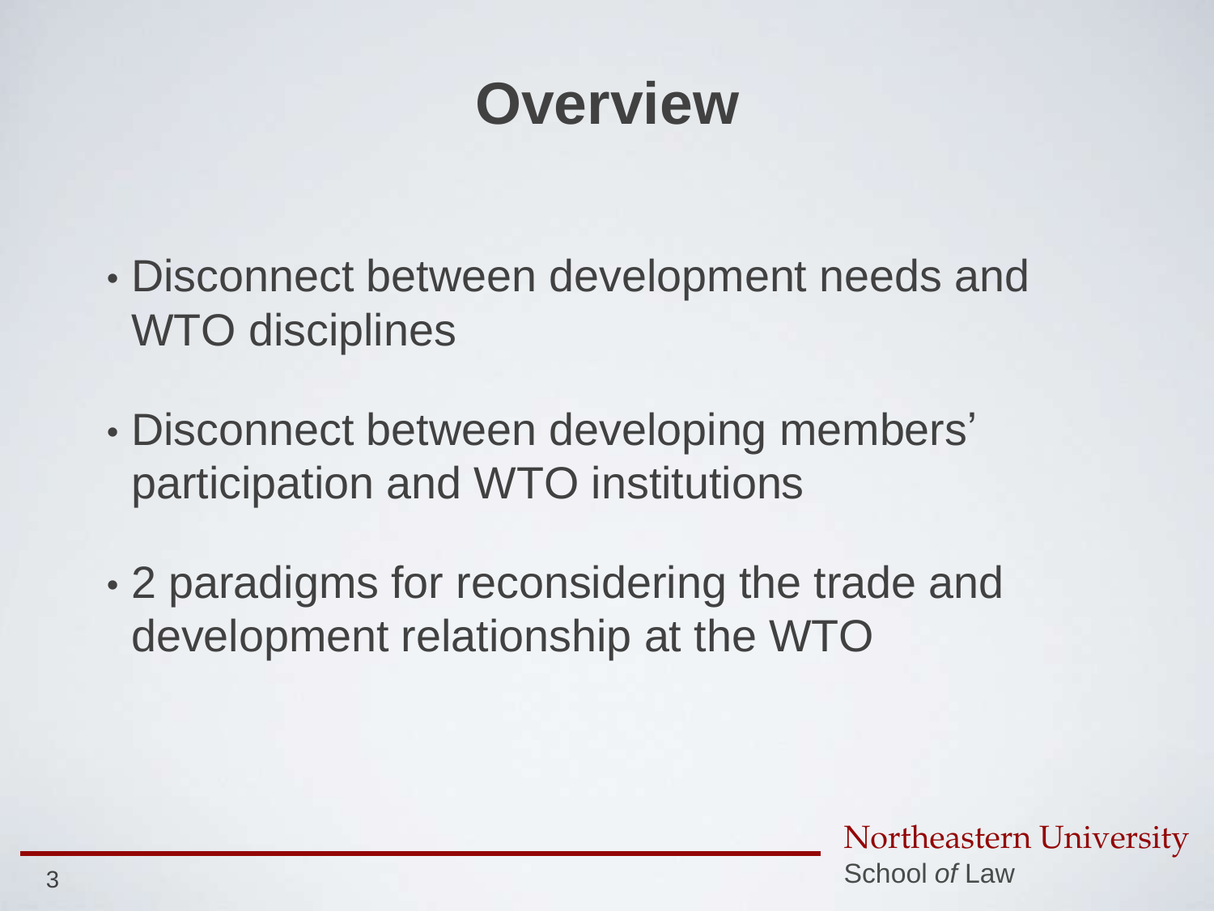# Overview

- Disconnect between development needs and WTO disciplines
- Disconnect between developing members' participation and WTO institutions
- 2 paradigms for reconsidering the trade and development relationship at the WTO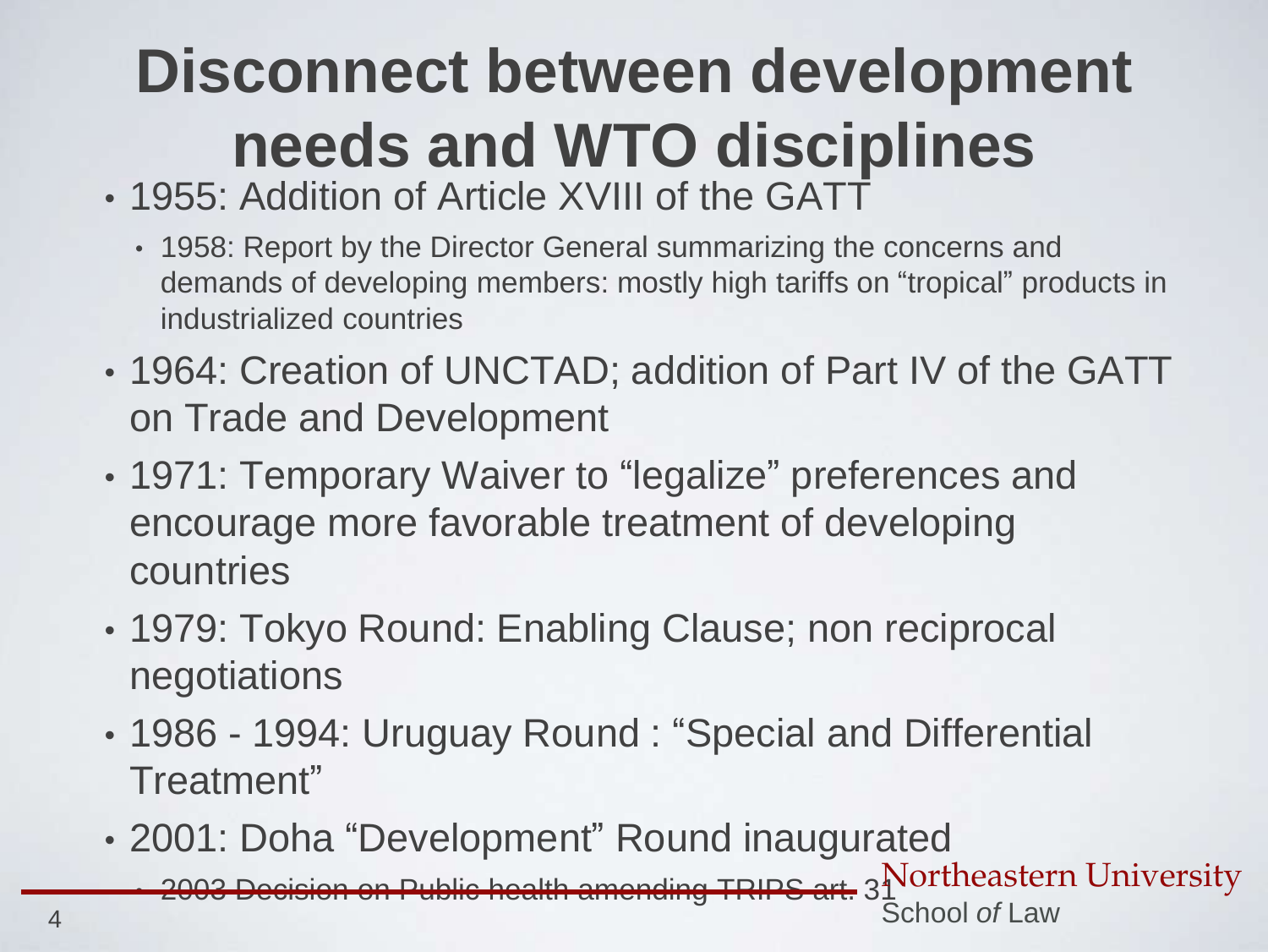# Disconnect between development needs and WTO disciplines

- 1955: Addition of Article XVIII of the GATT
  - 1958: Report by the Director General summarizing the concerns and demands of developing members: mostly high tariffs on "tropical" products in industrialized countries
- 1964: Creation of UNCTAD; addition of Part IV of the GATT on Trade and Development
- 1971: Temporary Waiver to "legalize" preferences and encourage more favorable treatment of developing countries
- 1979: Tokyo Round: Enabling Clause; non reciprocal negotiations
- 1986 - 1994: Uruguay Round : "Special and Differential Treatment"
- 2001: Doha "Development" Round inaugurated
  - 2003 Decision on Public health amending TRIPS art. 31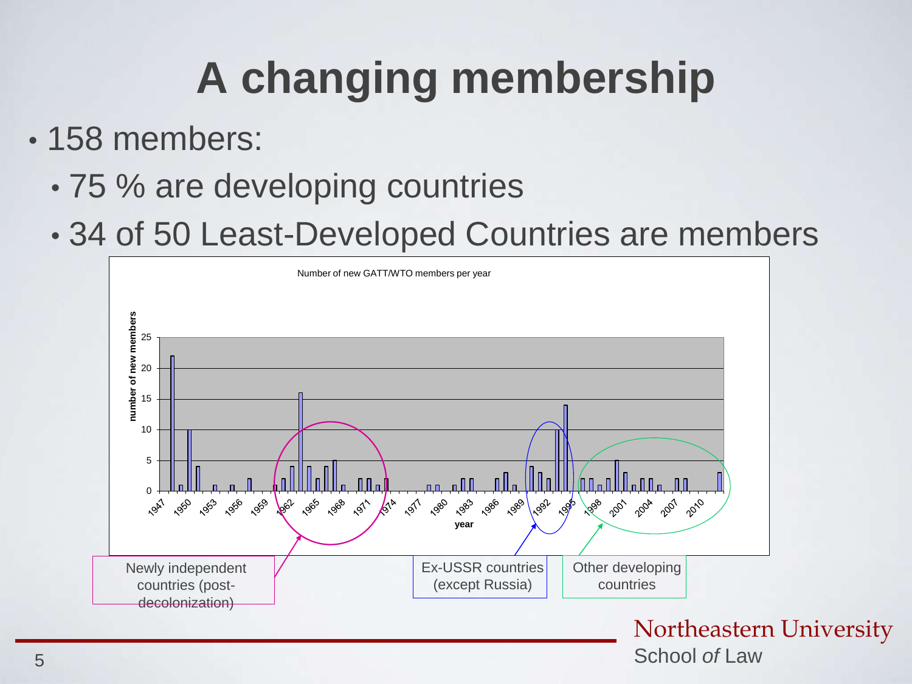# A changing membership

- 158 members:
  - 75 % are developing countries
  - 34 of 50 Least-Developed Countries are members

Number of new GATT/WTO members per year

Newly independent countries (post-decolonization)

Ex-USSR countries (except Russia)

Other developing countries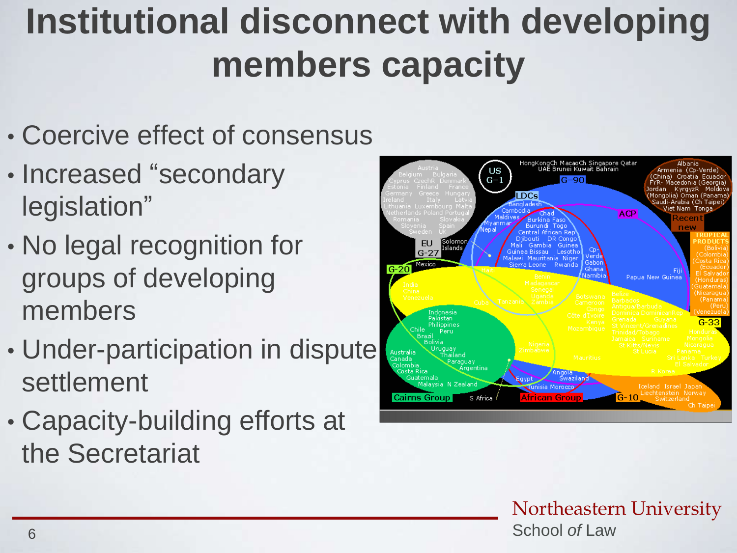# Institutional disconnect with developing members capacity

- Coercive effect of consensus
- Increased "secondary legislation"
- No legal recognition for groups of developing members
- Under-participation in dispute settlement
- Capacity-building efforts at the Secretariat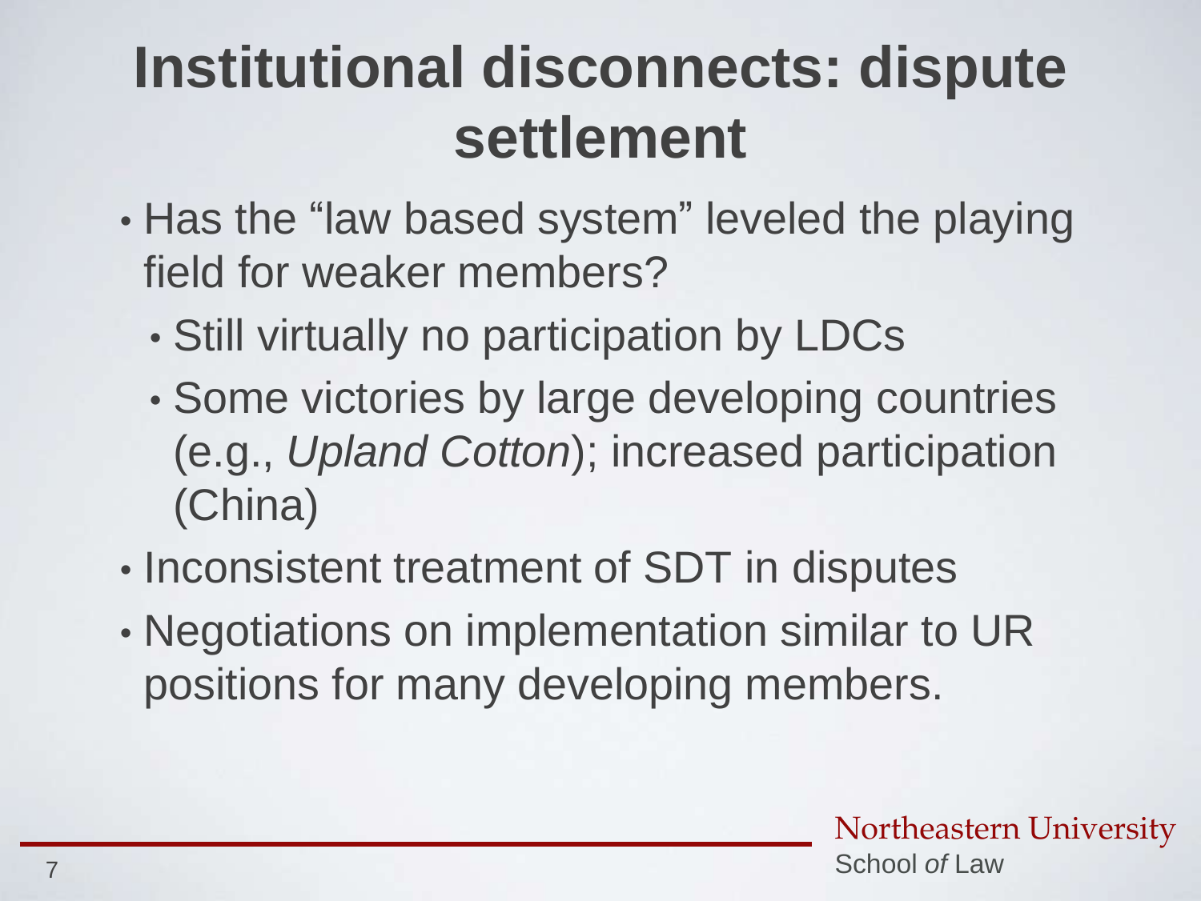# Institutional disconnects: dispute settlement

- Has the “law based system” leveled the playing field for weaker members?
  - Still virtually no participation by LDCs
  - Some victories by large developing countries (e.g., *Upland Cotton*); increased participation (China)
- Inconsistent treatment of SDT in disputes
- Negotiations on implementation similar to UR positions for many developing members.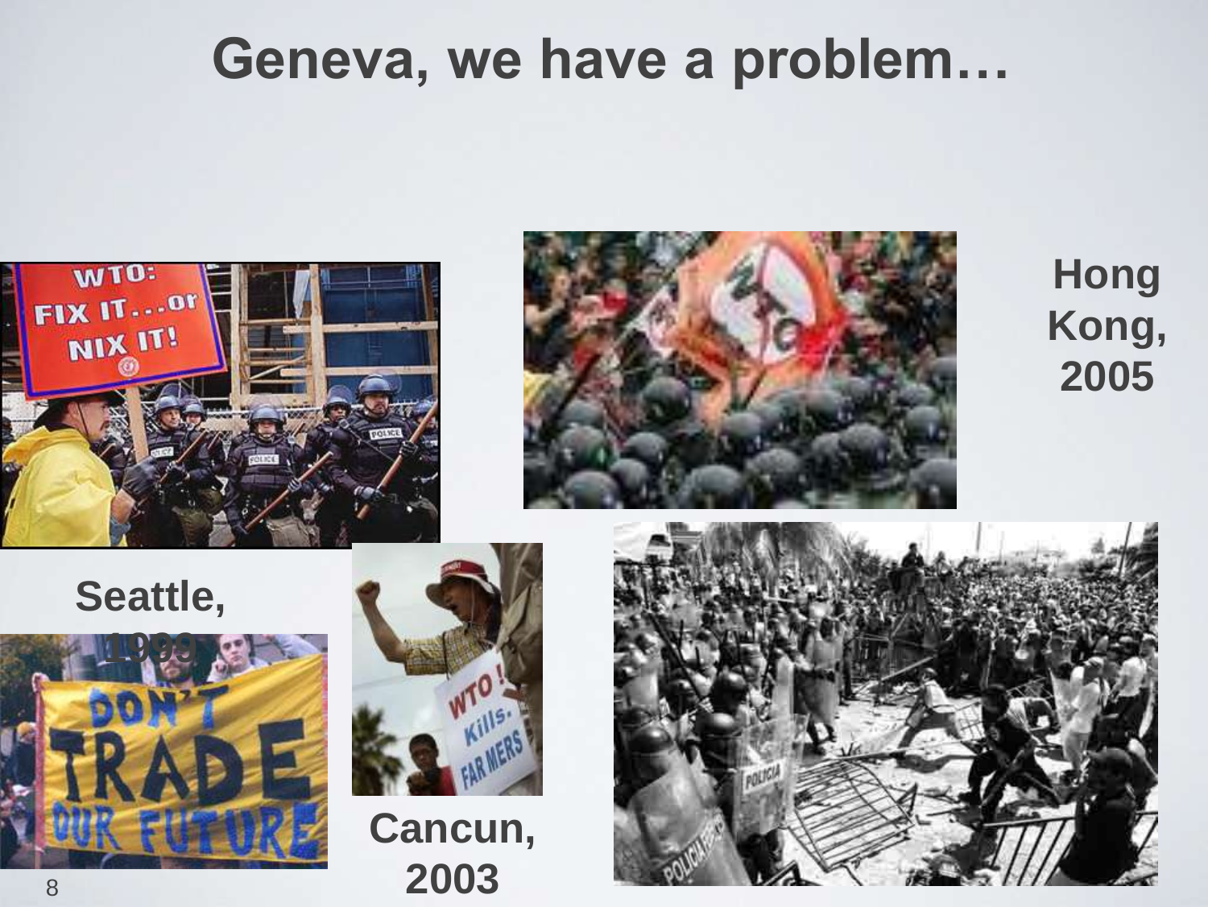# Geneva, we have a problem…

Seattle, 1999

Hong Kong, 2005

Cancun, 2003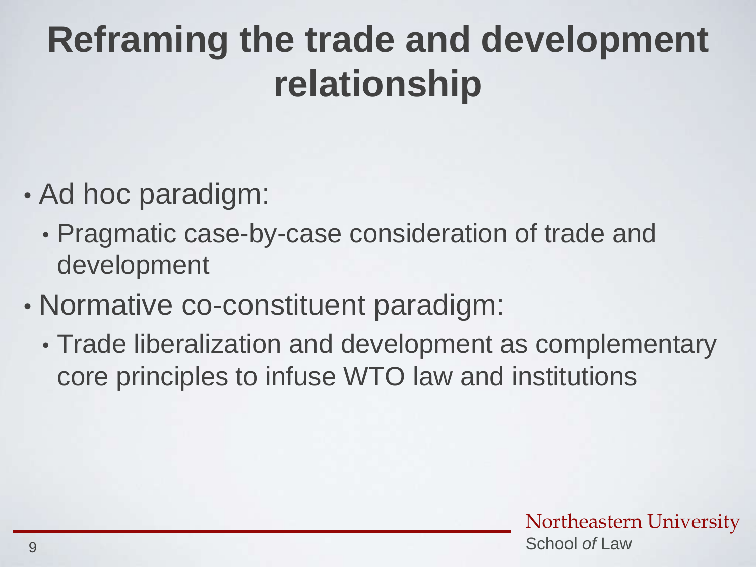# Reframing the trade and development relationship

- Ad hoc paradigm:
  - Pragmatic case-by-case consideration of trade and development
- Normative co-constituent paradigm:
  - Trade liberalization and development as complementary core principles to infuse WTO law and institutions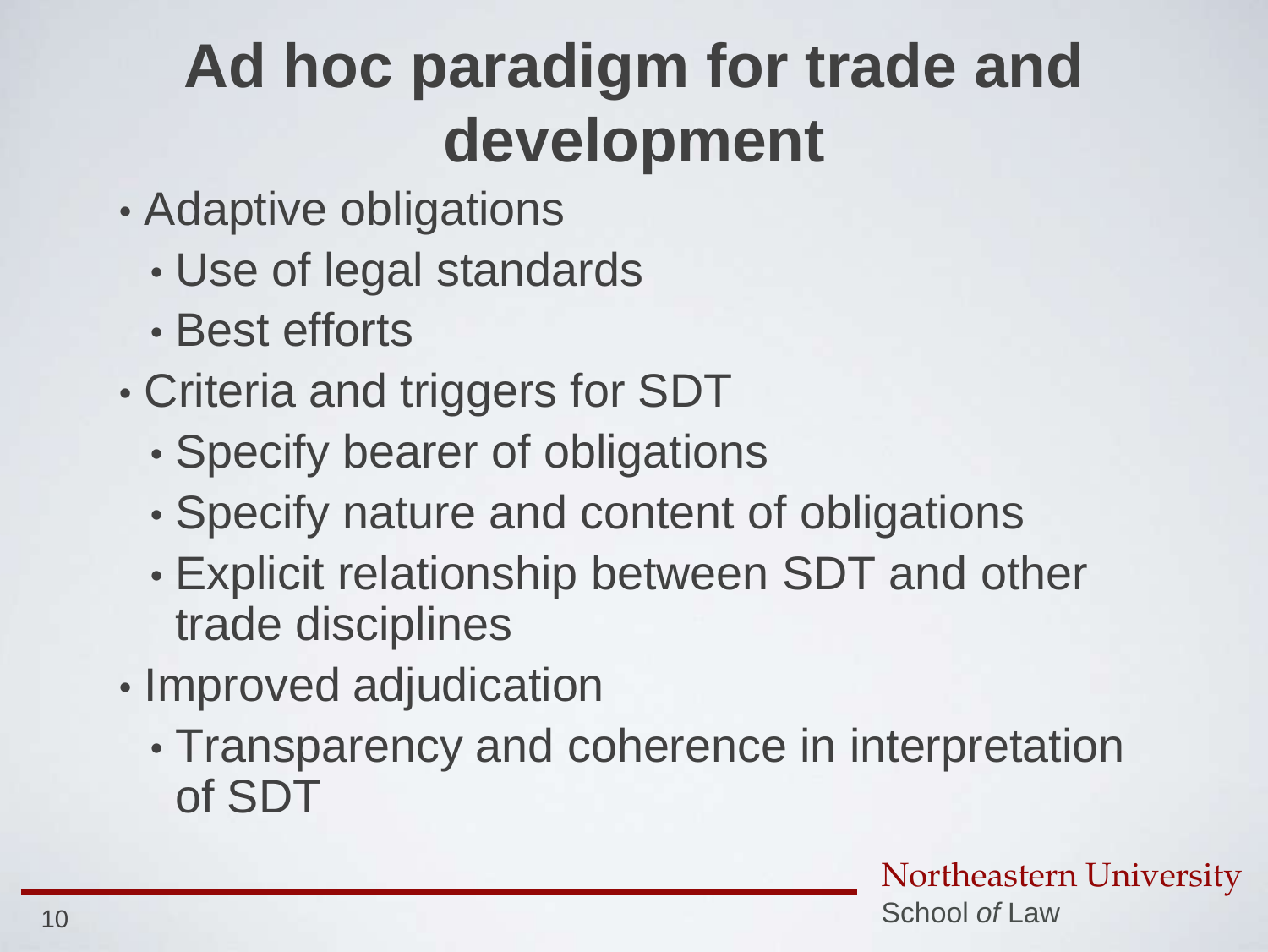# Ad hoc paradigm for trade and development

- Adaptive obligations
  - Use of legal standards
  - Best efforts
- Criteria and triggers for SDT
  - Specify bearer of obligations
  - Specify nature and content of obligations
  - Explicit relationship between SDT and other trade disciplines
- Improved adjudication
  - Transparency and coherence in interpretation of SDT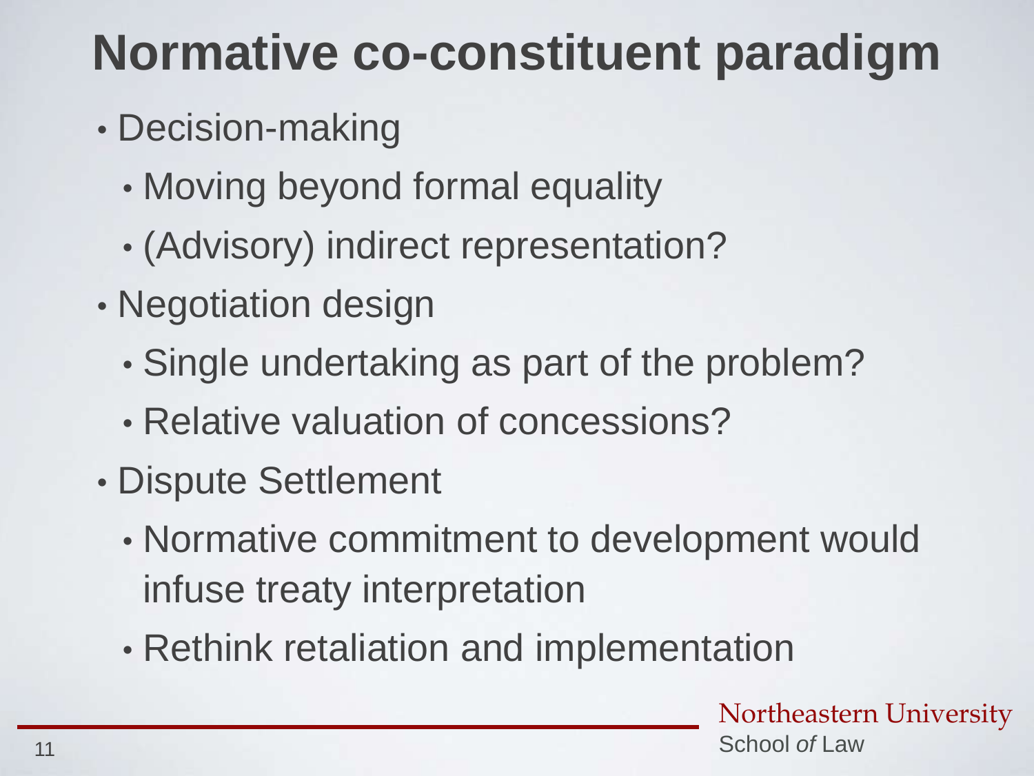# Normative co-constituent paradigm

- Decision-making
  - Moving beyond formal equality
  - (Advisory) indirect representation?
- Negotiation design
  - Single undertaking as part of the problem?
  - Relative valuation of concessions?
- Dispute Settlement
  - Normative commitment to development would infuse treaty interpretation
  - Rethink retaliation and implementation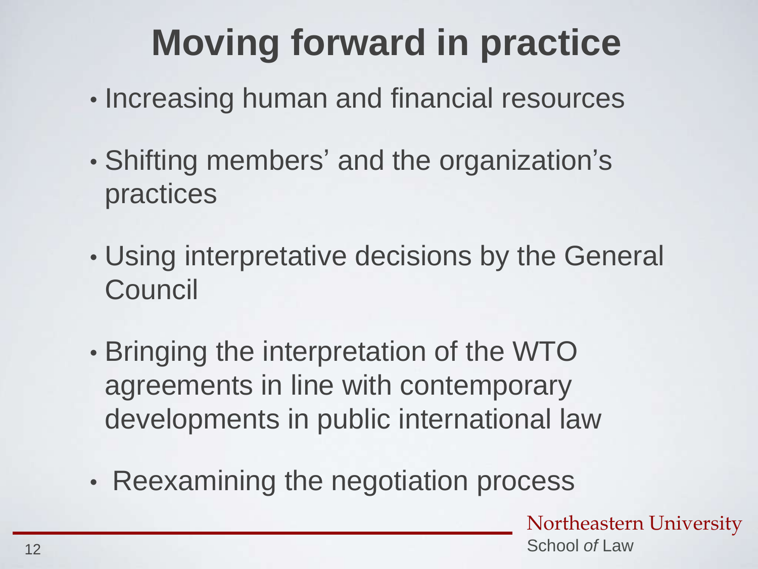# Moving forward in practice

- Increasing human and financial resources
- Shifting members' and the organization's practices
- Using interpretative decisions by the General Council
- Bringing the interpretation of the WTO agreements in line with contemporary developments in public international law
- Reexamining the negotiation process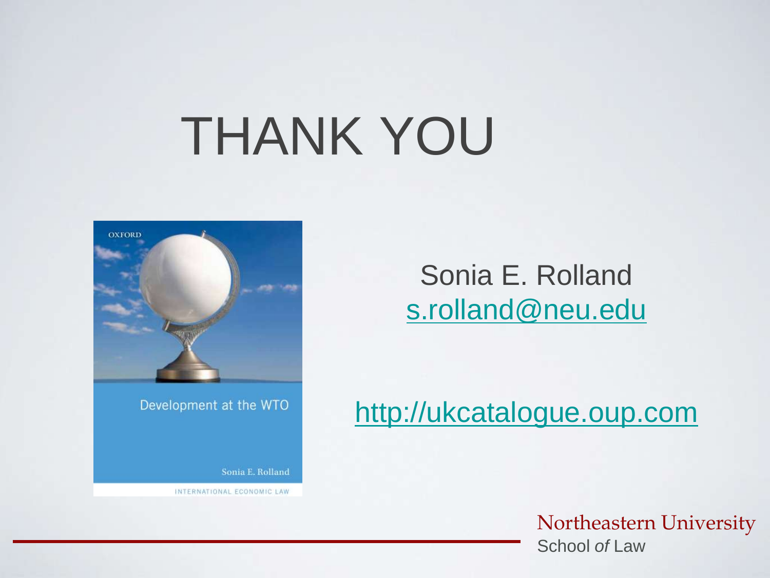# THANK YOU

Development at the WTO

Sonia E. Rolland

INTERNATIONAL ECONOMIC LAW

Sonia E. Rolland
s.rolland@neu.edu

http://ukcatalogue.oup.com

Northeastern University
School *of* Law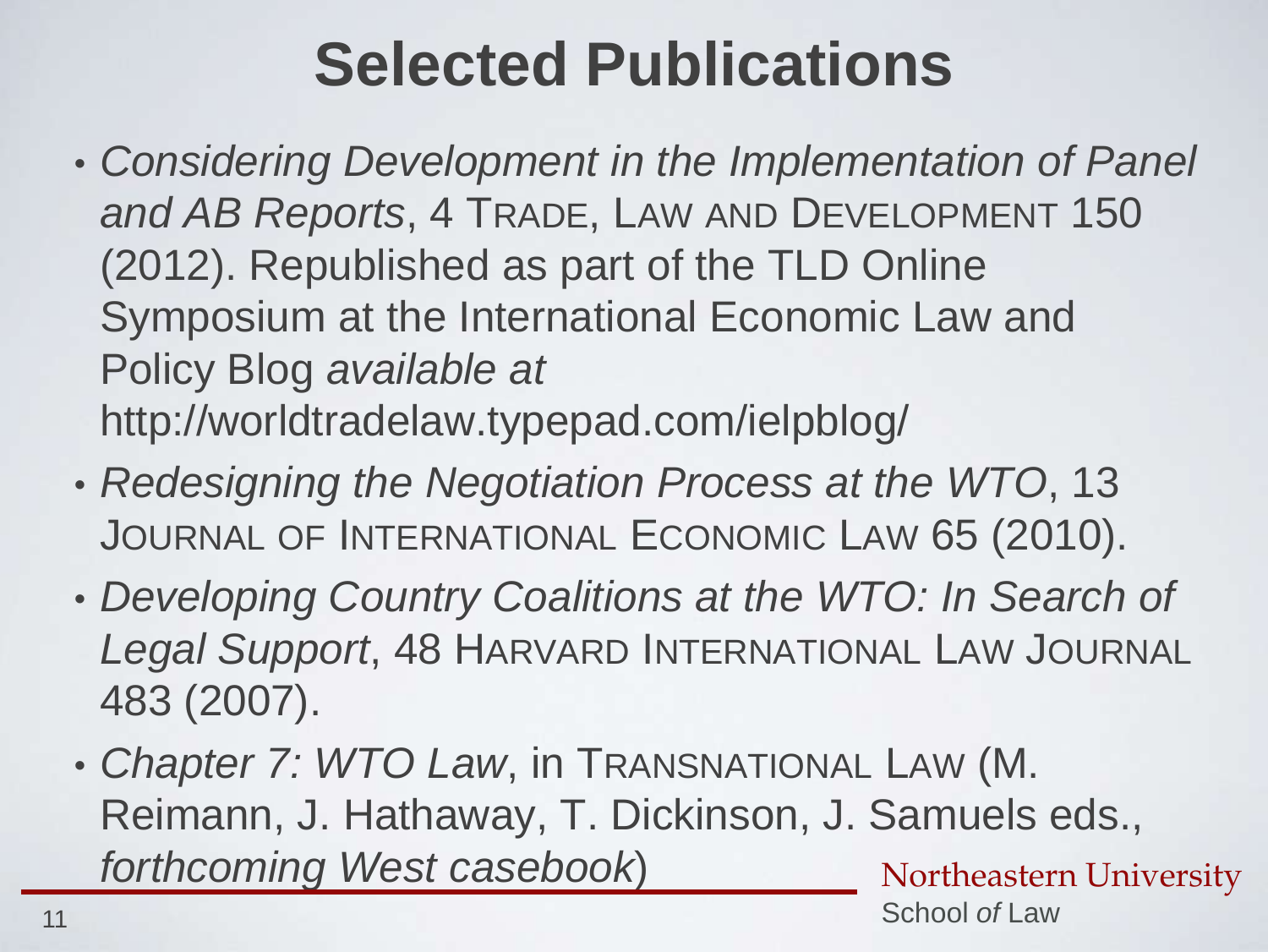# Selected Publications

- *Considering Development in the Implementation of Panel and AB Reports*, 4 TRADE, LAW AND DEVELOPMENT 150 (2012). Republished as part of the TLD Online Symposium at the International Economic Law and Policy Blog *available at* http://worldtradelaw.typepad.com/ielpblog/
- *Redesigning the Negotiation Process at the WTO*, 13 JOURNAL OF INTERNATIONAL ECONOMIC LAW 65 (2010).
- *Developing Country Coalitions at the WTO: In Search of Legal Support*, 48 HARVARD INTERNATIONAL LAW JOURNAL 483 (2007).
- *Chapter 7: WTO Law*, in TRANSNATIONAL LAW (M. Reimann, J. Hathaway, T. Dickinson, J. Samuels eds., *forthcoming West casebook*)

Northeastern University
School *of* Law